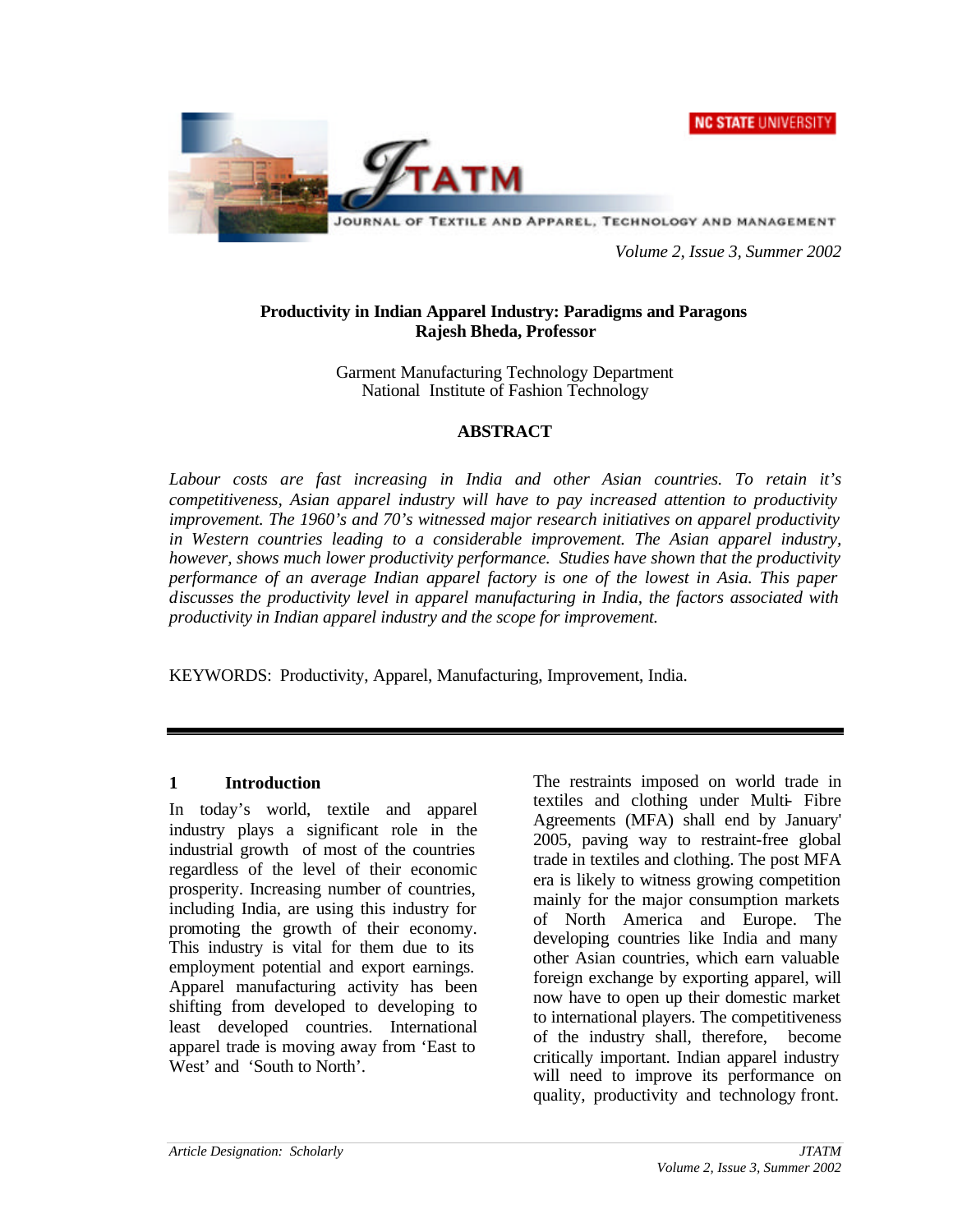# Productivity in Indian Apparel Industry: Paradigms and Paragons

**Rajesh Bheda, Professor**

Garment Manufacturing Technology Department
National Institute of Fashion Technology

## ABSTRACT

*Labour costs are fast increasing in India and other Asian countries. To retain it's competitiveness, Asian apparel industry will have to pay increased attention to productivity improvement. The 1960's and 70's witnessed major research initiatives on apparel productivity in Western countries leading to a considerable improvement. The Asian apparel industry, however, shows much lower productivity performance. Studies have shown that the productivity performance of an average Indian apparel factory is one of the lowest in Asia. This paper discusses the productivity level in apparel manufacturing in India, the factors associated with productivity in Indian apparel industry and the scope for improvement.*

KEYWORDS: Productivity, Apparel, Manufacturing, Improvement, India.

## 1 Introduction

In today's world, textile and apparel industry plays a significant role in the industrial growth of most of the countries regardless of the level of their economic prosperity. Increasing number of countries, including India, are using this industry for promoting the growth of their economy. This industry is vital for them due to its employment potential and export earnings. Apparel manufacturing activity has been shifting from developed to developing to least developed countries. International apparel trade is moving away from 'East to West' and 'South to North'.

The restraints imposed on world trade in textiles and clothing under Multi- Fibre Agreements (MFA) shall end by January' 2005, paving way to restraint-free global trade in textiles and clothing. The post MFA era is likely to witness growing competition mainly for the major consumption markets of North America and Europe. The developing countries like India and many other Asian countries, which earn valuable foreign exchange by exporting apparel, will now have to open up their domestic market to international players. The competitiveness of the industry shall, therefore, become critically important. Indian apparel industry will need to improve its performance on quality, productivity and technology front.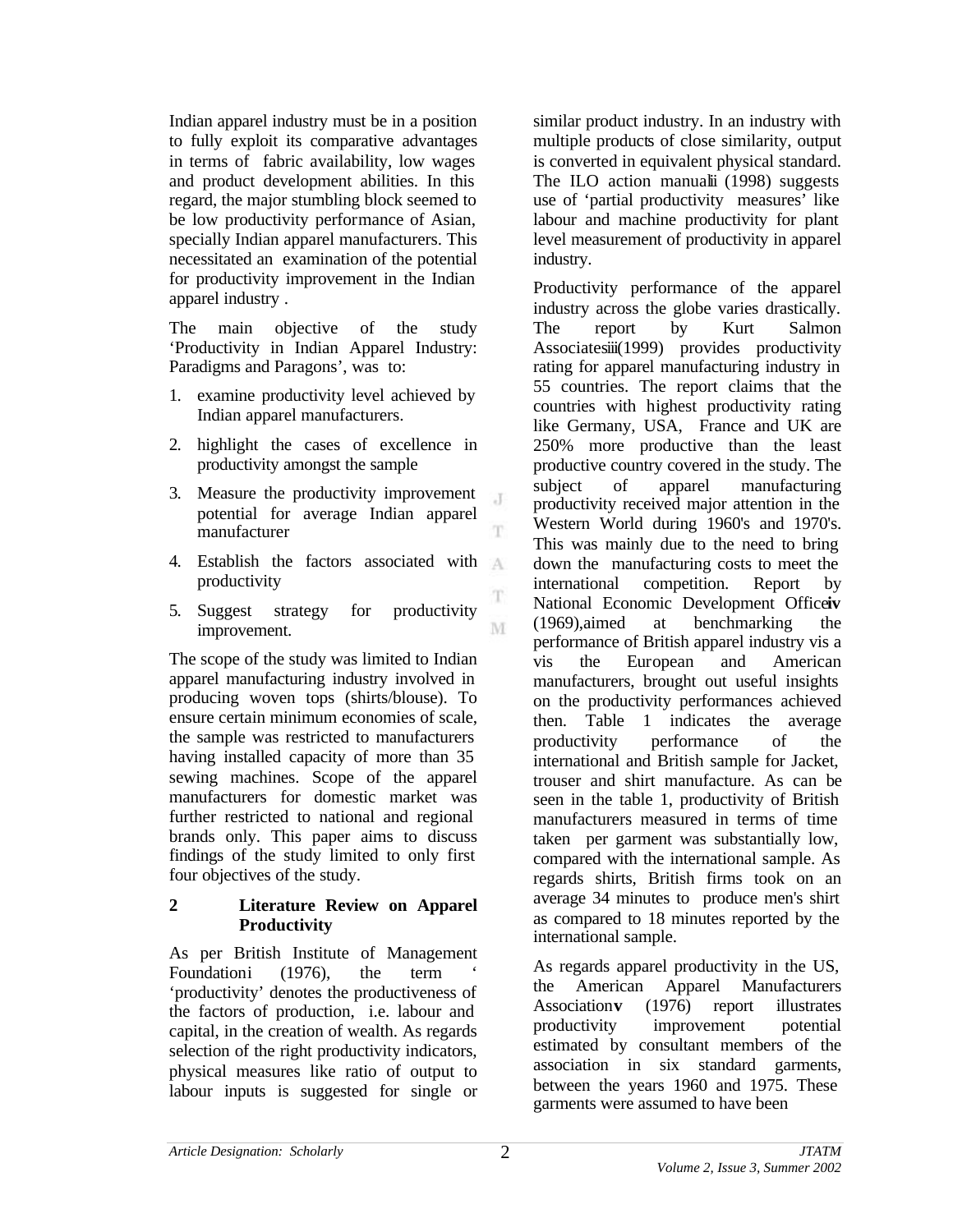Indian apparel industry must be in a position to fully exploit its comparative advantages in terms of fabric availability, low wages and product development abilities. In this regard, the major stumbling block seemed to be low productivity performance of Asian, specially Indian apparel manufacturers. This necessitated an examination of the potential for productivity improvement in the Indian apparel industry .

The main objective of the study 'Productivity in Indian Apparel Industry: Paradigms and Paragons', was to:

1. examine productivity level achieved by Indian apparel manufacturers.
2. highlight the cases of excellence in productivity amongst the sample
3. Measure the productivity improvement potential for average Indian apparel manufacturer
4. Establish the factors associated with productivity
5. Suggest strategy for productivity improvement.

The scope of the study was limited to Indian apparel manufacturing industry involved in producing woven tops (shirts/blouse). To ensure certain minimum economies of scale, the sample was restricted to manufacturers having installed capacity of more than 35 sewing machines. Scope of the apparel manufacturers for domestic market was further restricted to national and regional brands only. This paper aims to discuss findings of the study limited to only first four objectives of the study.

## 2 Literature Review on Apparel Productivity

As per British Institute of Management Foundation[i] (1976), the term ' 'productivity' denotes the productiveness of the factors of production, i.e. labour and capital, in the creation of wealth. As regards selection of the right productivity indicators, physical measures like ratio of output to labour inputs is suggested for single or similar product industry. In an industry with multiple products of close similarity, output is converted in equivalent physical standard. The ILO action manual[ii] (1998) suggests use of 'partial productivity measures' like labour and machine productivity for plant level measurement of productivity in apparel industry.

Productivity performance of the apparel industry across the globe varies drastically. The report by Kurt Salmon Associates[iii] (1999) provides productivity rating for apparel manufacturing industry in 55 countries. The report claims that the countries with highest productivity rating like Germany, USA, France and UK are 250% more productive than the least productive country covered in the study. The subject of apparel manufacturing productivity received major attention in the Western World during 1960's and 1970's. This was mainly due to the need to bring down the manufacturing costs to meet the international competition. Report by National Economic Development Office[iv] (1969),aimed at benchmarking the performance of British apparel industry vis a vis the European and American manufacturers, brought out useful insights on the productivity performances achieved then. Table 1 indicates the average productivity performance of the international and British sample for Jacket, trouser and shirt manufacture. As can be seen in the table 1, productivity of British manufacturers measured in terms of time taken per garment was substantially low, compared with the international sample. As regards shirts, British firms took on an average 34 minutes to produce men's shirt as compared to 18 minutes reported by the international sample.

As regards apparel productivity in the US, the American Apparel Manufacturers Association[v] (1976) report illustrates productivity improvement potential estimated by consultant members of the association in six standard garments, between the years 1960 and 1975. These garments were assumed to have been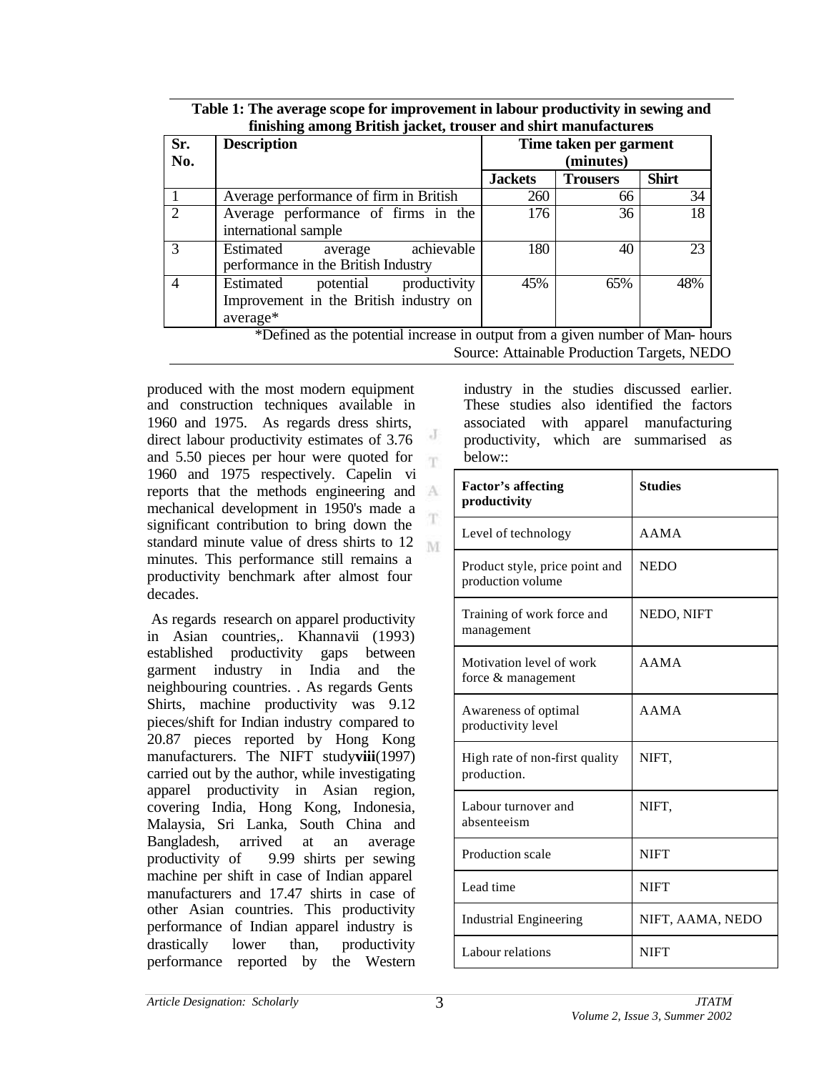**Table 1: The average scope for improvement in labour productivity in sewing and finishing among British jacket, trouser and shirt manufacturers**

| Sr. No. | Description | Time taken per garment (minutes) | | |
|---|---|---|---|---|
| | | Jackets | Trousers | Shirt |
| 1 | Average performance of firm in British | 260 | 66 | 34 |
| 2 | Average performance of firms in the international sample | 176 | 36 | 18 |
| 3 | Estimated average achievable performance in the British Industry | 180 | 40 | 23 |
| 4 | Estimated potential productivity Improvement in the British industry on average* | 45% | 65% | 48% |

*Defined as the potential increase in output from a given number of Man- hours

Source: Attainable Production Targets, NEDO

produced with the most modern equipment and construction techniques available in 1960 and 1975. As regards dress shirts, direct labour productivity estimates of 3.76 and 5.50 pieces per hour were quoted for 1960 and 1975 respectively. Capelin [vi] reports that the methods engineering and mechanical development in 1950's made a significant contribution to bring down the standard minute value of dress shirts to 12 minutes. This performance still remains a productivity benchmark after almost four decades.

As regards research on apparel productivity in Asian countries,. Khanna[vii] (1993) established productivity gaps between garment industry in India and the neighbouring countries. . As regards Gents Shirts, machine productivity was 9.12 pieces/shift for Indian industry compared to 20.87 pieces reported by Hong Kong manufacturers. The NIFT study[viii](1997) carried out by the author, while investigating apparel productivity in Asian region, covering India, Hong Kong, Indonesia, Malaysia, Sri Lanka, South China and Bangladesh, arrived at an average productivity of 9.99 shirts per sewing machine per shift in case of Indian apparel manufacturers and 17.47 shirts in case of other Asian countries. This productivity performance of Indian apparel industry is drastically lower than, productivity performance reported by the Western industry in the studies discussed earlier. These studies also identified the factors associated with apparel manufacturing productivity, which are summarised as below::

| Factor's affecting productivity | Studies |
|---|---|
| Level of technology | AAMA |
| Product style, price point and production volume | NEDO |
| Training of work force and management | NEDO, NIFT |
| Motivation level of work force & management | AAMA |
| Awareness of optimal productivity level | AAMA |
| High rate of non-first quality production. | NIFT, |
| Labour turnover and absenteeism | NIFT, |
| Production scale | NIFT |
| Lead time | NIFT |
| Industrial Engineering | NIFT, AAMA, NEDO |
| Labour relations | NIFT |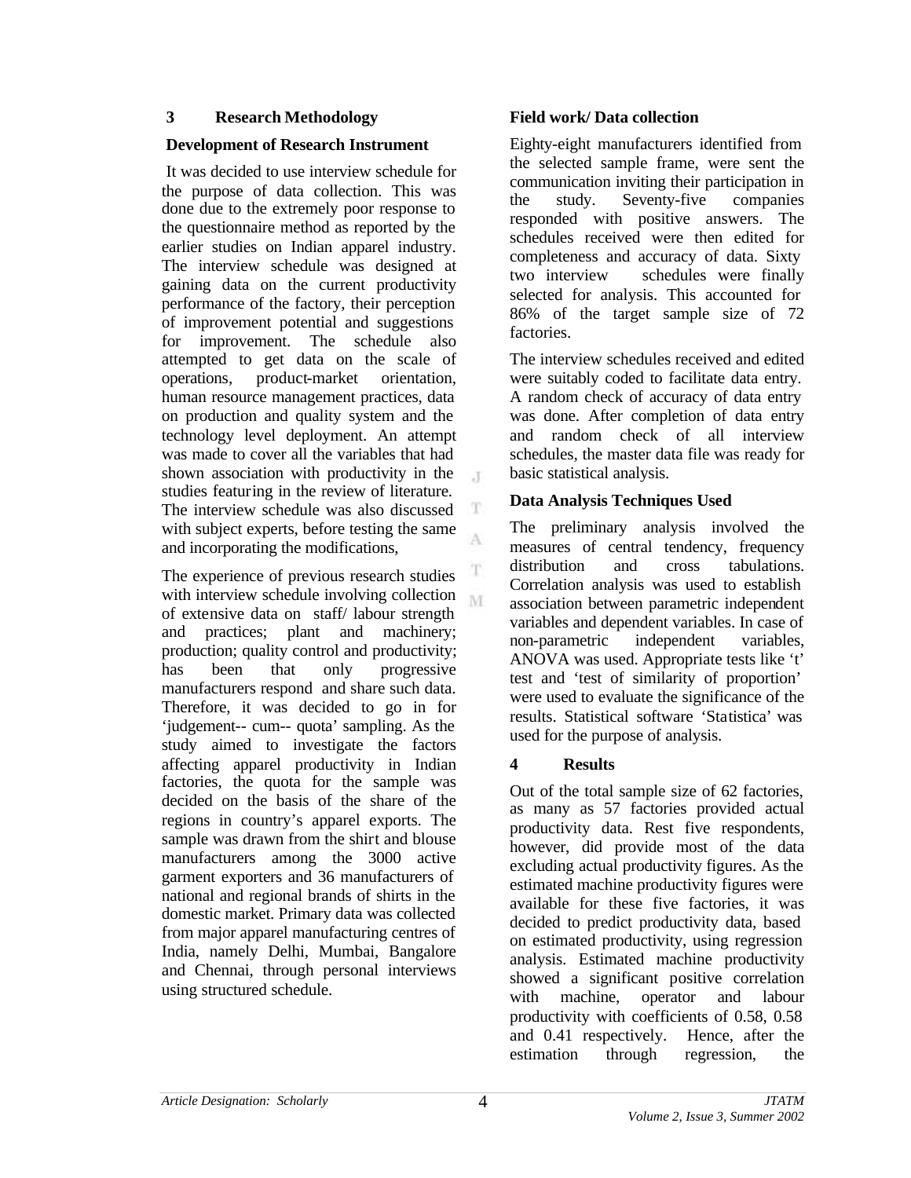## 3 Research Methodology

### Development of Research Instrument

It was decided to use interview schedule for the purpose of data collection. This was done due to the extremely poor response to the questionnaire method as reported by the earlier studies on Indian apparel industry. The interview schedule was designed at gaining data on the current productivity performance of the factory, their perception of improvement potential and suggestions for improvement. The schedule also attempted to get data on the scale of operations, product-market orientation, human resource management practices, data on production and quality system and the technology level deployment. An attempt was made to cover all the variables that had shown association with productivity in the studies featuring in the review of literature. The interview schedule was also discussed with subject experts, before testing the same and incorporating the modifications,

The experience of previous research studies with interview schedule involving collection of extensive data on staff/ labour strength and practices; plant and machinery; production; quality control and productivity; has been that only progressive manufacturers respond and share such data. Therefore, it was decided to go in for 'judgement-- cum-- quota' sampling. As the study aimed to investigate the factors affecting apparel productivity in Indian factories, the quota for the sample was decided on the basis of the share of the regions in country's apparel exports. The sample was drawn from the shirt and blouse manufacturers among the 3000 active garment exporters and 36 manufacturers of national and regional brands of shirts in the domestic market. Primary data was collected from major apparel manufacturing centres of India, namely Delhi, Mumbai, Bangalore and Chennai, through personal interviews using structured schedule.

### Field work/ Data collection

Eighty-eight manufacturers identified from the selected sample frame, were sent the communication inviting their participation in the study. Seventy-five companies responded with positive answers. The schedules received were then edited for completeness and accuracy of data. Sixty two interview schedules were finally selected for analysis. This accounted for 86% of the target sample size of 72 factories.

The interview schedules received and edited were suitably coded to facilitate data entry. A random check of accuracy of data entry was done. After completion of data entry and random check of all interview schedules, the master data file was ready for basic statistical analysis.

### Data Analysis Techniques Used

The preliminary analysis involved the measures of central tendency, frequency distribution and cross tabulations. Correlation analysis was used to establish association between parametric independent variables and dependent variables. In case of non-parametric independent variables, ANOVA was used. Appropriate tests like 't' test and 'test of similarity of proportion' were used to evaluate the significance of the results. Statistical software 'Statistica' was used for the purpose of analysis.

## 4 Results

Out of the total sample size of 62 factories, as many as 57 factories provided actual productivity data. Rest five respondents, however, did provide most of the data excluding actual productivity figures. As the estimated machine productivity figures were available for these five factories, it was decided to predict productivity data, based on estimated productivity, using regression analysis. Estimated machine productivity showed a significant positive correlation with machine, operator and labour productivity with coefficients of 0.58, 0.58 and 0.41 respectively. Hence, after the estimation through regression, the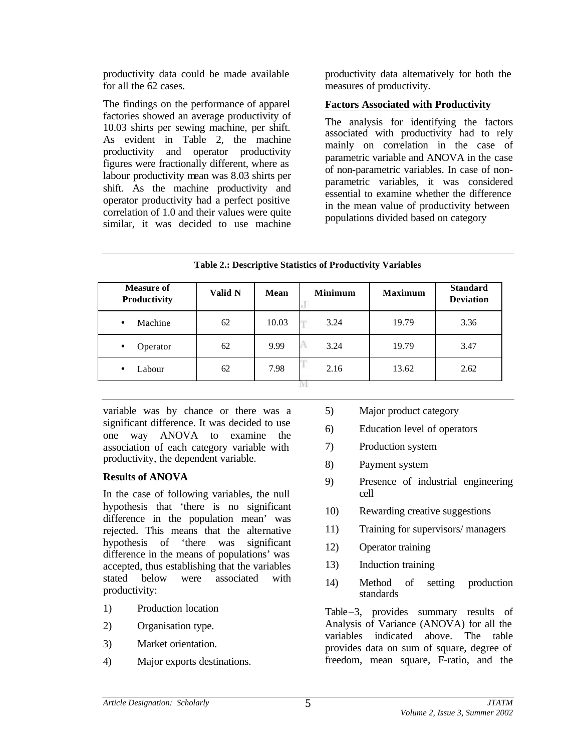productivity data could be made available for all the 62 cases.

The findings on the performance of apparel factories showed an average productivity of 10.03 shirts per sewing machine, per shift. As evident in Table 2, the machine productivity and operator productivity figures were fractionally different, where as labour productivity mean was 8.03 shirts per shift. As the machine productivity and operator productivity had a perfect positive correlation of 1.0 and their values were quite similar, it was decided to use machine productivity data alternatively for both the measures of productivity.

**Factors Associated with Productivity**

The analysis for identifying the factors associated with productivity had to rely mainly on correlation in the case of parametric variable and ANOVA in the case of non-parametric variables. In case of non-parametric variables, it was considered essential to examine whether the difference in the mean value of productivity between populations divided based on category variable was by chance or there was a significant difference. It was decided to use one way ANOVA to examine the association of each category variable with productivity, the dependent variable.

**Table 2.: Descriptive Statistics of Productivity Variables**

| Measure of Productivity | Valid N | Mean | Minimum | Maximum | Standard Deviation |
|---|---|---|---|---|---|
| • Machine | 62 | 10.03 | 3.24 | 19.79 | 3.36 |
| • Operator | 62 | 9.99 | 3.24 | 19.79 | 3.47 |
| • Labour | 62 | 7.98 | 2.16 | 13.62 | 2.62 |

**Results of ANOVA**

In the case of following variables, the null hypothesis that 'there is no significant difference in the population mean' was rejected. This means that the alternative hypothesis of 'there was significant difference in the means of populations' was accepted, thus establishing that the variables stated below were associated with productivity:

1) Production location
2) Organisation type.
3) Market orientation.
4) Major exports destinations.
5) Major product category
6) Education level of operators
7) Production system
8) Payment system
9) Presence of industrial engineering cell
10) Rewarding creative suggestions
11) Training for supervisors/ managers
12) Operator training
13) Induction training
14) Method of setting production standards

Table–3, provides summary results of Analysis of Variance (ANOVA) for all the variables indicated above. The table provides data on sum of square, degree of freedom, mean square, F-ratio, and the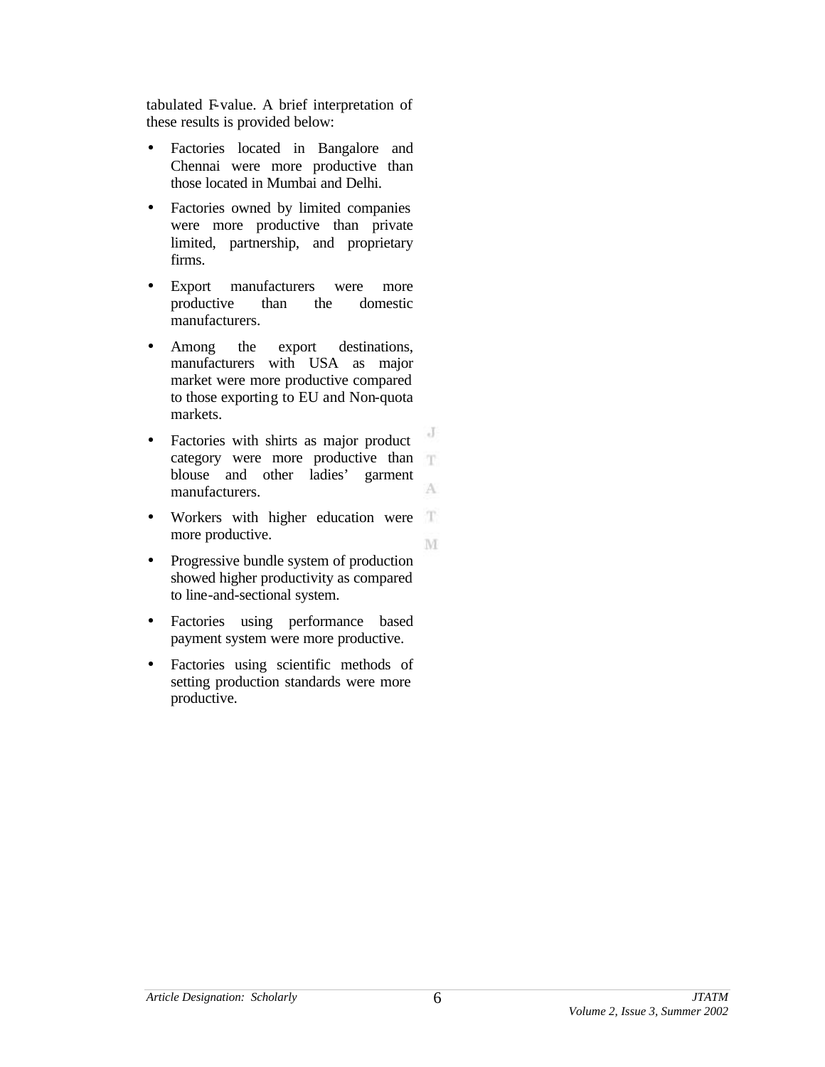tabulated F-value. A brief interpretation of these results is provided below:

- Factories located in Bangalore and Chennai were more productive than those located in Mumbai and Delhi.
- Factories owned by limited companies were more productive than private limited, partnership, and proprietary firms.
- Export manufacturers were more productive than the domestic manufacturers.
- Among the export destinations, manufacturers with USA as major market were more productive compared to those exporting to EU and Non-quota markets.
- Factories with shirts as major product category were more productive than blouse and other ladies' garment manufacturers.
- Workers with higher education were more productive.
- Progressive bundle system of production showed higher productivity as compared to line-and-sectional system.
- Factories using performance based payment system were more productive.
- Factories using scientific methods of setting production standards were more productive.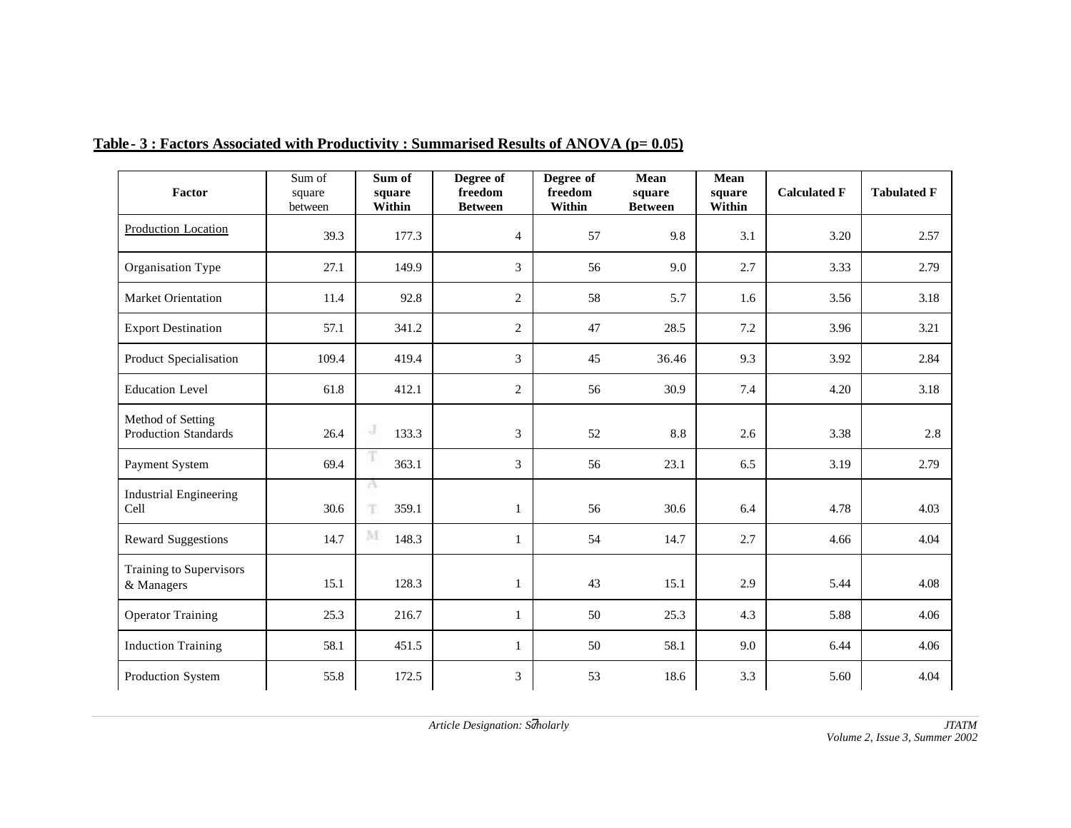**Table- 3 : Factors Associated with Productivity : Summarised Results of ANOVA (p= 0.05)**

| Factor | Sum of square between | Sum of square Within | Degree of freedom Between | Degree of freedom Within | Mean square Between | Mean square Within | Calculated F | Tabulated F |
|---|---|---|---|---|---|---|---|---|
| Production Location | 39.3 | 177.3 | 4 | 57 | 9.8 | 3.1 | 3.20 | 2.57 |
| Organisation Type | 27.1 | 149.9 | 3 | 56 | 9.0 | 2.7 | 3.33 | 2.79 |
| Market Orientation | 11.4 | 92.8 | 2 | 58 | 5.7 | 1.6 | 3.56 | 3.18 |
| Export Destination | 57.1 | 341.2 | 2 | 47 | 28.5 | 7.2 | 3.96 | 3.21 |
| Product Specialisation | 109.4 | 419.4 | 3 | 45 | 36.46 | 9.3 | 3.92 | 2.84 |
| Education Level | 61.8 | 412.1 | 2 | 56 | 30.9 | 7.4 | 4.20 | 3.18 |
| Method of Setting Production Standards | 26.4 | 133.3 | 3 | 52 | 8.8 | 2.6 | 3.38 | 2.8 |
| Payment System | 69.4 | 363.1 | 3 | 56 | 23.1 | 6.5 | 3.19 | 2.79 |
| Industrial Engineering Cell | 30.6 | 359.1 | 1 | 56 | 30.6 | 6.4 | 4.78 | 4.03 |
| Reward Suggestions | 14.7 | 148.3 | 1 | 54 | 14.7 | 2.7 | 4.66 | 4.04 |
| Training to Supervisors & Managers | 15.1 | 128.3 | 1 | 43 | 15.1 | 2.9 | 5.44 | 4.08 |
| Operator Training | 25.3 | 216.7 | 1 | 50 | 25.3 | 4.3 | 5.88 | 4.06 |
| Induction Training | 58.1 | 451.5 | 1 | 50 | 58.1 | 9.0 | 6.44 | 4.06 |
| Production System | 55.8 | 172.5 | 3 | 53 | 18.6 | 3.3 | 5.60 | 4.04 |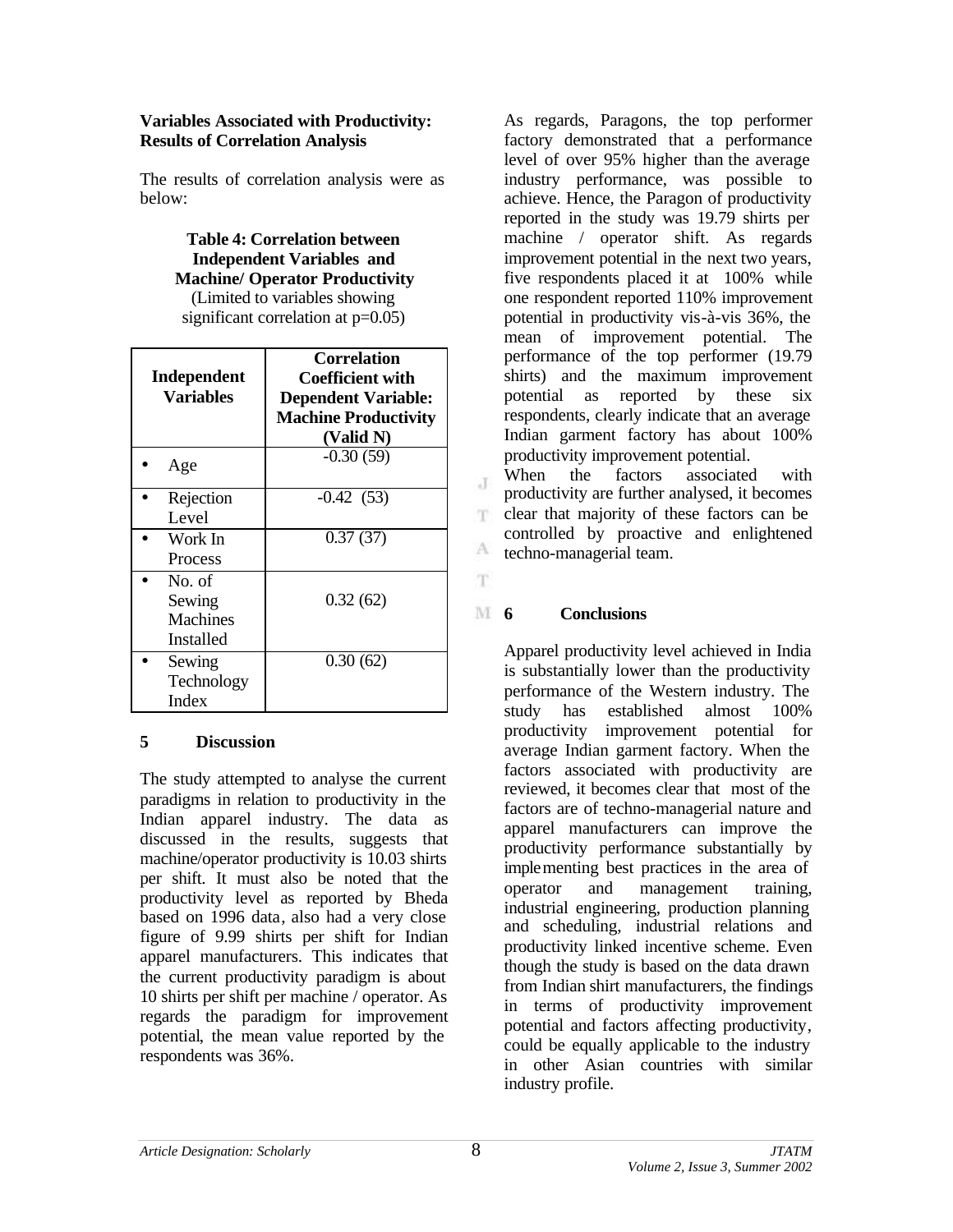### Variables Associated with Productivity: Results of Correlation Analysis

The results of correlation analysis were as below:

**Table 4: Correlation between Independent Variables and Machine/ Operator Productivity**
(Limited to variables showing significant correlation at p=0.05)

| Independent Variables | Correlation Coefficient with Dependent Variable: Machine Productivity (Valid N) |
|---|---|
| • Age | -0.30 (59) |
| • Rejection Level | -0.42 (53) |
| • Work In Process | 0.37 (37) |
| • No. of Sewing Machines Installed | 0.32 (62) |
| • Sewing Technology Index | 0.30 (62) |

## 5 Discussion

The study attempted to analyse the current paradigms in relation to productivity in the Indian apparel industry. The data as discussed in the results, suggests that machine/operator productivity is 10.03 shirts per shift. It must also be noted that the productivity level as reported by Bheda based on 1996 data, also had a very close figure of 9.99 shirts per shift for Indian apparel manufacturers. This indicates that the current productivity paradigm is about 10 shirts per shift per machine / operator. As regards the paradigm for improvement potential, the mean value reported by the respondents was 36%.

As regards, Paragons, the top performer factory demonstrated that a performance level of over 95% higher than the average industry performance, was possible to achieve. Hence, the Paragon of productivity reported in the study was 19.79 shirts per machine / operator shift. As regards improvement potential in the next two years, five respondents placed it at 100% while one respondent reported 110% improvement potential in productivity vis-à-vis 36%, the mean of improvement potential. The performance of the top performer (19.79 shirts) and the maximum improvement potential as reported by these six respondents, clearly indicate that an average Indian garment factory has about 100% productivity improvement potential.

When the factors associated with productivity are further analysed, it becomes clear that majority of these factors can be controlled by proactive and enlightened techno-managerial team.

## 6 Conclusions

Apparel productivity level achieved in India is substantially lower than the productivity performance of the Western industry. The study has established almost 100% productivity improvement potential for average Indian garment factory. When the factors associated with productivity are reviewed, it becomes clear that most of the factors are of techno-managerial nature and apparel manufacturers can improve the productivity performance substantially by implementing best practices in the area of operator and management training, industrial engineering, production planning and scheduling, industrial relations and productivity linked incentive scheme. Even though the study is based on the data drawn from Indian shirt manufacturers, the findings in terms of productivity improvement potential and factors affecting productivity, could be equally applicable to the industry in other Asian countries with similar industry profile.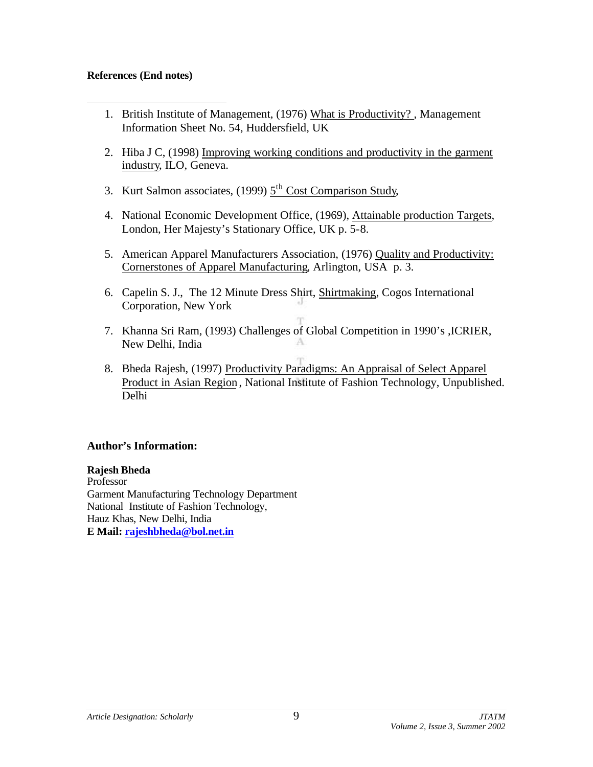**References (End notes)**

1. British Institute of Management, (1976) What is Productivity? , Management Information Sheet No. 54, Huddersfield, UK

2. Hiba J C, (1998) Improving working conditions and productivity in the garment industry, ILO, Geneva.

3. Kurt Salmon associates, (1999) 5th Cost Comparison Study,

4. National Economic Development Office, (1969), Attainable production Targets, London, Her Majesty's Stationary Office, UK p. 5-8.

5. American Apparel Manufacturers Association, (1976) Quality and Productivity: Cornerstones of Apparel Manufacturing, Arlington, USA p. 3.

6. Capelin S. J., The 12 Minute Dress Shirt, Shirtmaking, Cogos International Corporation, New York

7. Khanna Sri Ram, (1993) Challenges of Global Competition in 1990's ,ICRIER, New Delhi, India

8. Bheda Rajesh, (1997) Productivity Paradigms: An Appraisal of Select Apparel Product in Asian Region , National Institute of Fashion Technology, Unpublished. Delhi

**Author's Information:**

**Rajesh Bheda**
Professor
Garment Manufacturing Technology Department
National Institute of Fashion Technology,
Hauz Khas, New Delhi, India
**E Mail: rajeshbheda@bol.net.in**